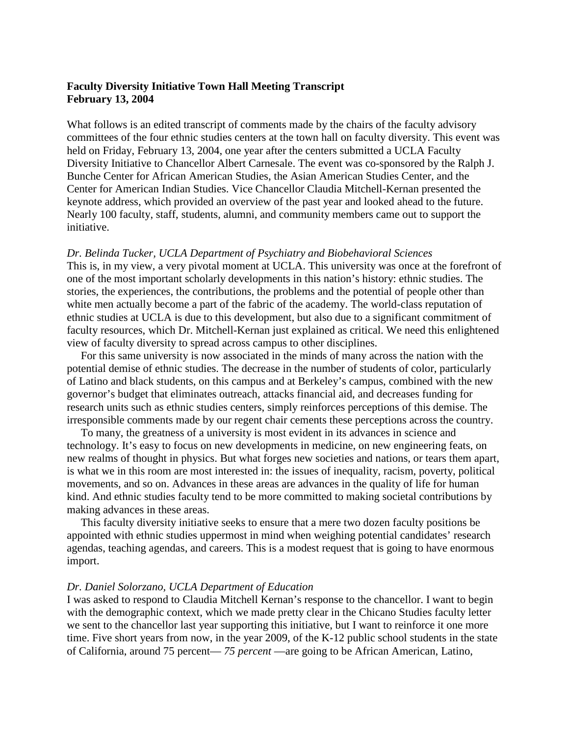**Faculty Diversity Initiative Town Hall Meeting Transcript**
**February 13, 2004**

What follows is an edited transcript of comments made by the chairs of the faculty advisory committees of the four ethnic studies centers at the town hall on faculty diversity. This event was held on Friday, February 13, 2004, one year after the centers submitted a UCLA Faculty Diversity Initiative to Chancellor Albert Carnesale. The event was co-sponsored by the Ralph J. Bunche Center for African American Studies, the Asian American Studies Center, and the Center for American Indian Studies. Vice Chancellor Claudia Mitchell-Kernan presented the keynote address, which provided an overview of the past year and looked ahead to the future. Nearly 100 faculty, staff, students, alumni, and community members came out to support the initiative.

*Dr. Belinda Tucker, UCLA Department of Psychiatry and Biobehavioral Sciences*

This is, in my view, a very pivotal moment at UCLA. This university was once at the forefront of one of the most important scholarly developments in this nation's history: ethnic studies. The stories, the experiences, the contributions, the problems and the potential of people other than white men actually become a part of the fabric of the academy. The world-class reputation of ethnic studies at UCLA is due to this development, but also due to a significant commitment of faculty resources, which Dr. Mitchell-Kernan just explained as critical. We need this enlightened view of faculty diversity to spread across campus to other disciplines.

For this same university is now associated in the minds of many across the nation with the potential demise of ethnic studies. The decrease in the number of students of color, particularly of Latino and black students, on this campus and at Berkeley's campus, combined with the new governor's budget that eliminates outreach, attacks financial aid, and decreases funding for research units such as ethnic studies centers, simply reinforces perceptions of this demise. The irresponsible comments made by our regent chair cements these perceptions across the country.

To many, the greatness of a university is most evident in its advances in science and technology. It's easy to focus on new developments in medicine, on new engineering feats, on new realms of thought in physics. But what forges new societies and nations, or tears them apart, is what we in this room are most interested in: the issues of inequality, racism, poverty, political movements, and so on. Advances in these areas are advances in the quality of life for human kind. And ethnic studies faculty tend to be more committed to making societal contributions by making advances in these areas.

This faculty diversity initiative seeks to ensure that a mere two dozen faculty positions be appointed with ethnic studies uppermost in mind when weighing potential candidates' research agendas, teaching agendas, and careers. This is a modest request that is going to have enormous import.

*Dr. Daniel Solorzano, UCLA Department of Education*

I was asked to respond to Claudia Mitchell Kernan's response to the chancellor. I want to begin with the demographic context, which we made pretty clear in the Chicano Studies faculty letter we sent to the chancellor last year supporting this initiative, but I want to reinforce it one more time. Five short years from now, in the year 2009, of the K-12 public school students in the state of California, around 75 percent— *75 percent* —are going to be African American, Latino,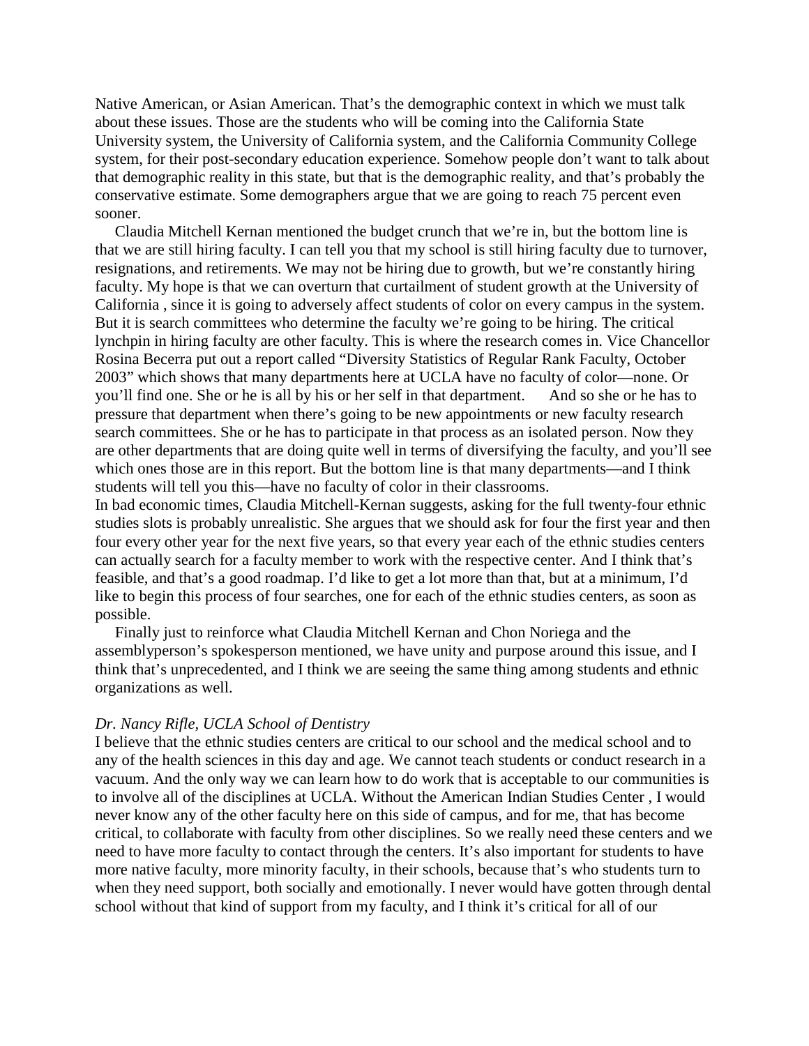Native American, or Asian American. That's the demographic context in which we must talk about these issues. Those are the students who will be coming into the California State University system, the University of California system, and the California Community College system, for their post-secondary education experience. Somehow people don't want to talk about that demographic reality in this state, but that is the demographic reality, and that's probably the conservative estimate. Some demographers argue that we are going to reach 75 percent even sooner.

Claudia Mitchell Kernan mentioned the budget crunch that we're in, but the bottom line is that we are still hiring faculty. I can tell you that my school is still hiring faculty due to turnover, resignations, and retirements. We may not be hiring due to growth, but we're constantly hiring faculty. My hope is that we can overturn that curtailment of student growth at the University of California , since it is going to adversely affect students of color on every campus in the system. But it is search committees who determine the faculty we're going to be hiring. The critical lynchpin in hiring faculty are other faculty. This is where the research comes in. Vice Chancellor Rosina Becerra put out a report called "Diversity Statistics of Regular Rank Faculty, October 2003" which shows that many departments here at UCLA have no faculty of color—none. Or you'll find one. She or he is all by his or her self in that department. And so she or he has to pressure that department when there's going to be new appointments or new faculty research search committees. She or he has to participate in that process as an isolated person. Now they are other departments that are doing quite well in terms of diversifying the faculty, and you'll see which ones those are in this report. But the bottom line is that many departments—and I think students will tell you this—have no faculty of color in their classrooms.

In bad economic times, Claudia Mitchell-Kernan suggests, asking for the full twenty-four ethnic studies slots is probably unrealistic. She argues that we should ask for four the first year and then four every other year for the next five years, so that every year each of the ethnic studies centers can actually search for a faculty member to work with the respective center. And I think that's feasible, and that's a good roadmap. I'd like to get a lot more than that, but at a minimum, I'd like to begin this process of four searches, one for each of the ethnic studies centers, as soon as possible.

Finally just to reinforce what Claudia Mitchell Kernan and Chon Noriega and the assemblyperson's spokesperson mentioned, we have unity and purpose around this issue, and I think that's unprecedented, and I think we are seeing the same thing among students and ethnic organizations as well.

*Dr. Nancy Rifle, UCLA School of Dentistry*

I believe that the ethnic studies centers are critical to our school and the medical school and to any of the health sciences in this day and age. We cannot teach students or conduct research in a vacuum. And the only way we can learn how to do work that is acceptable to our communities is to involve all of the disciplines at UCLA. Without the American Indian Studies Center , I would never know any of the other faculty here on this side of campus, and for me, that has become critical, to collaborate with faculty from other disciplines. So we really need these centers and we need to have more faculty to contact through the centers. It's also important for students to have more native faculty, more minority faculty, in their schools, because that's who students turn to when they need support, both socially and emotionally. I never would have gotten through dental school without that kind of support from my faculty, and I think it's critical for all of our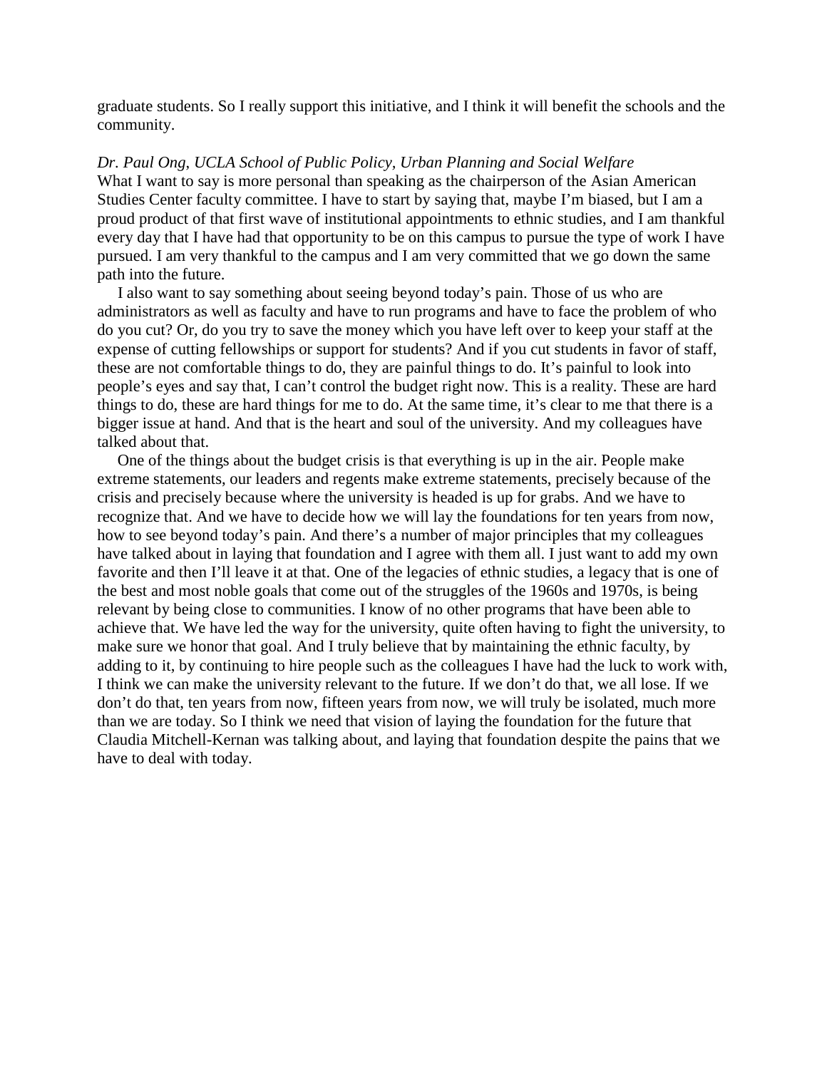graduate students. So I really support this initiative, and I think it will benefit the schools and the community.

*Dr. Paul Ong, UCLA School of Public Policy, Urban Planning and Social Welfare*

What I want to say is more personal than speaking as the chairperson of the Asian American Studies Center faculty committee. I have to start by saying that, maybe I'm biased, but I am a proud product of that first wave of institutional appointments to ethnic studies, and I am thankful every day that I have had that opportunity to be on this campus to pursue the type of work I have pursued. I am very thankful to the campus and I am very committed that we go down the same path into the future.

I also want to say something about seeing beyond today's pain. Those of us who are administrators as well as faculty and have to run programs and have to face the problem of who do you cut? Or, do you try to save the money which you have left over to keep your staff at the expense of cutting fellowships or support for students? And if you cut students in favor of staff, these are not comfortable things to do, they are painful things to do. It's painful to look into people's eyes and say that, I can't control the budget right now. This is a reality. These are hard things to do, these are hard things for me to do. At the same time, it's clear to me that there is a bigger issue at hand. And that is the heart and soul of the university. And my colleagues have talked about that.

One of the things about the budget crisis is that everything is up in the air. People make extreme statements, our leaders and regents make extreme statements, precisely because of the crisis and precisely because where the university is headed is up for grabs. And we have to recognize that. And we have to decide how we will lay the foundations for ten years from now, how to see beyond today's pain. And there's a number of major principles that my colleagues have talked about in laying that foundation and I agree with them all. I just want to add my own favorite and then I'll leave it at that. One of the legacies of ethnic studies, a legacy that is one of the best and most noble goals that come out of the struggles of the 1960s and 1970s, is being relevant by being close to communities. I know of no other programs that have been able to achieve that. We have led the way for the university, quite often having to fight the university, to make sure we honor that goal. And I truly believe that by maintaining the ethnic faculty, by adding to it, by continuing to hire people such as the colleagues I have had the luck to work with, I think we can make the university relevant to the future. If we don't do that, we all lose. If we don't do that, ten years from now, fifteen years from now, we will truly be isolated, much more than we are today. So I think we need that vision of laying the foundation for the future that Claudia Mitchell-Kernan was talking about, and laying that foundation despite the pains that we have to deal with today.